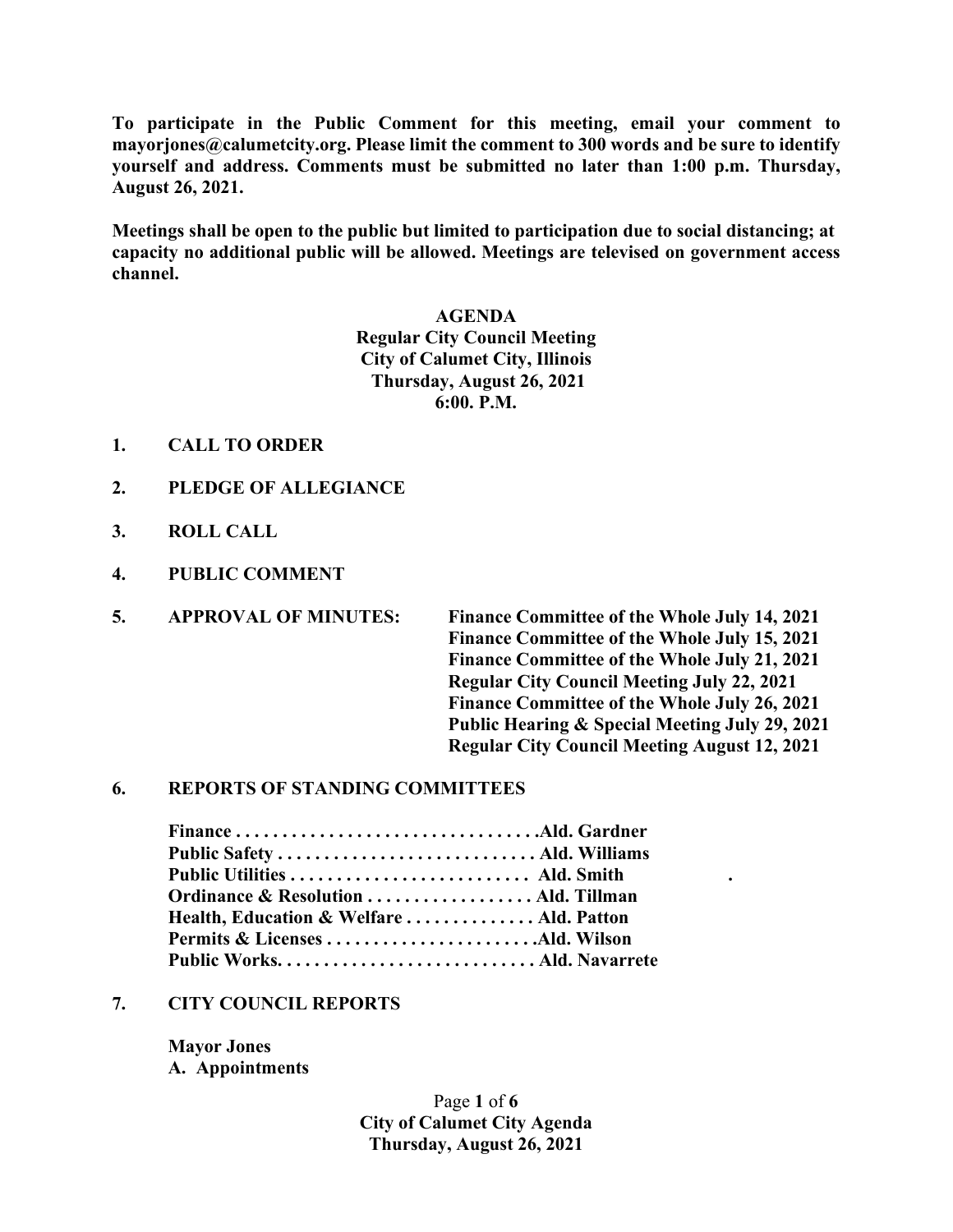**To participate in the Public Comment for this meeting, email your comment to mayorjones@calumetcity.org. Please limit the comment to 300 words and be sure to identify yourself and address. Comments must be submitted no later than 1:00 p.m. Thursday, August 26, 2021.**

**Meetings shall be open to the public but limited to participation due to social distancing; at capacity no additional public will be allowed. Meetings are televised on government access channel.**

**AGENDA**
**Regular City Council Meeting**
**City of Calumet City, Illinois**
**Thursday, August 26, 2021**
**6:00. P.M.**

**1. CALL TO ORDER**

**2. PLEDGE OF ALLEGIANCE**

**3. ROLL CALL**

**4. PUBLIC COMMENT**

**5. APPROVAL OF MINUTES:**
- **Finance Committee of the Whole July 14, 2021**
- **Finance Committee of the Whole July 15, 2021**
- **Finance Committee of the Whole July 21, 2021**
- **Regular City Council Meeting July 22, 2021**
- **Finance Committee of the Whole July 26, 2021**
- **Public Hearing & Special Meeting July 29, 2021**
- **Regular City Council Meeting August 12, 2021**

**6. REPORTS OF STANDING COMMITTEES**

**Finance . . . . . . . . . . . . . . . . . . . . . . . . . . . . . . . . .Ald. Gardner**
**Public Safety . . . . . . . . . . . . . . . . . . . . . . . . . . . . Ald. Williams**
**Public Utilities . . . . . . . . . . . . . . . . . . . . . . . . . . Ald. Smith**
**Ordinance & Resolution . . . . . . . . . . . . . . . . . . Ald. Tillman**
**Health, Education & Welfare . . . . . . . . . . . . . . Ald. Patton**
**Permits & Licenses . . . . . . . . . . . . . . . . . . . . . . .Ald. Wilson**
**Public Works. . . . . . . . . . . . . . . . . . . . . . . . . . . . Ald. Navarrete**

**7. CITY COUNCIL REPORTS**

**Mayor Jones**
**A. Appointments**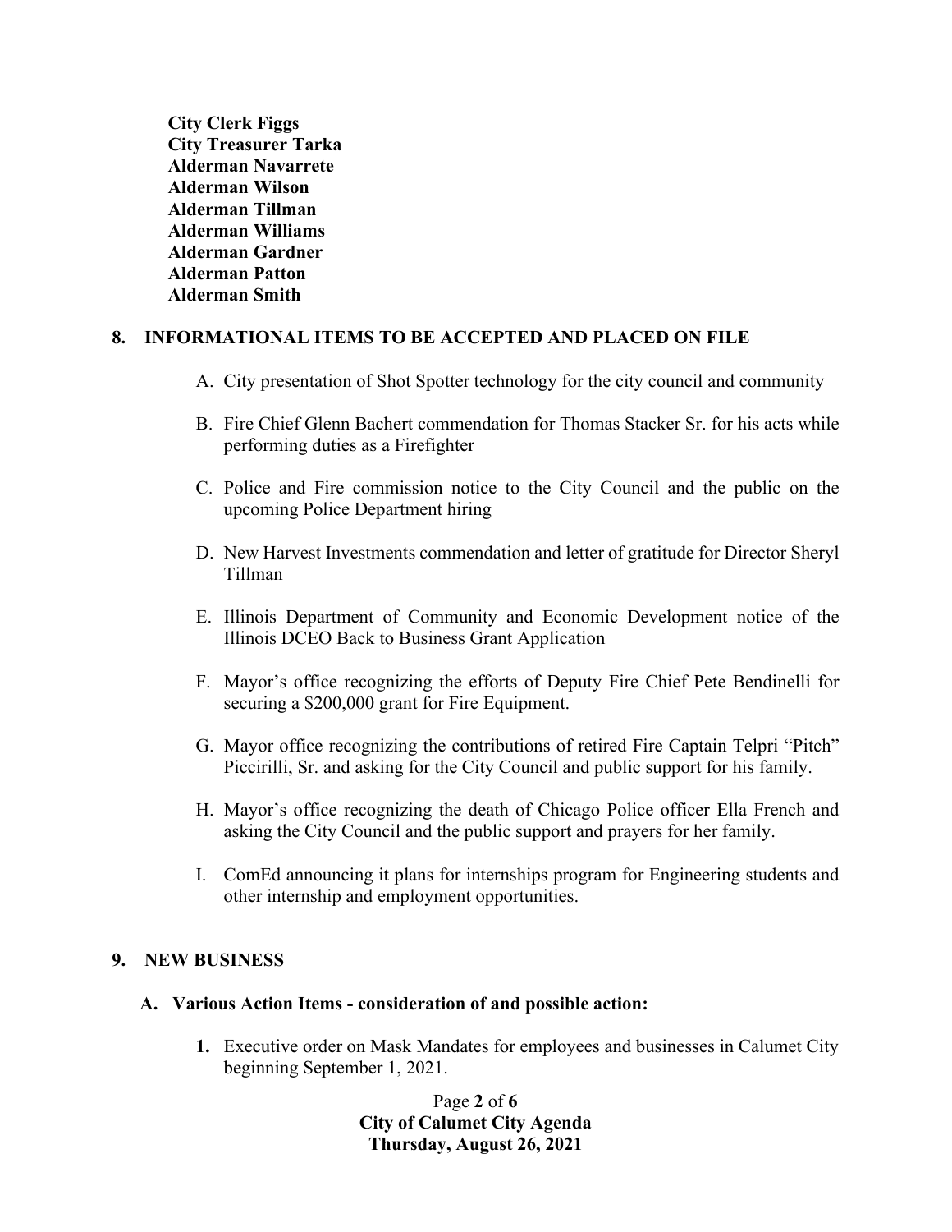**City Clerk Figgs**
**City Treasurer Tarka**
**Alderman Navarrete**
**Alderman Wilson**
**Alderman Tillman**
**Alderman Williams**
**Alderman Gardner**
**Alderman Patton**
**Alderman Smith**

## 8. INFORMATIONAL ITEMS TO BE ACCEPTED AND PLACED ON FILE

A. City presentation of Shot Spotter technology for the city council and community

B. Fire Chief Glenn Bachert commendation for Thomas Stacker Sr. for his acts while performing duties as a Firefighter

C. Police and Fire commission notice to the City Council and the public on the upcoming Police Department hiring

D. New Harvest Investments commendation and letter of gratitude for Director Sheryl Tillman

E. Illinois Department of Community and Economic Development notice of the Illinois DCEO Back to Business Grant Application

F. Mayor's office recognizing the efforts of Deputy Fire Chief Pete Bendinelli for securing a $200,000 grant for Fire Equipment.

G. Mayor office recognizing the contributions of retired Fire Captain Telpri "Pitch" Piccirilli, Sr. and asking for the City Council and public support for his family.

H. Mayor's office recognizing the death of Chicago Police officer Ella French and asking the City Council and the public support and prayers for her family.

I. ComEd announcing it plans for internships program for Engineering students and other internship and employment opportunities.

## 9. NEW BUSINESS

### A. Various Action Items - consideration of and possible action:

1. Executive order on Mask Mandates for employees and businesses in Calumet City beginning September 1, 2021.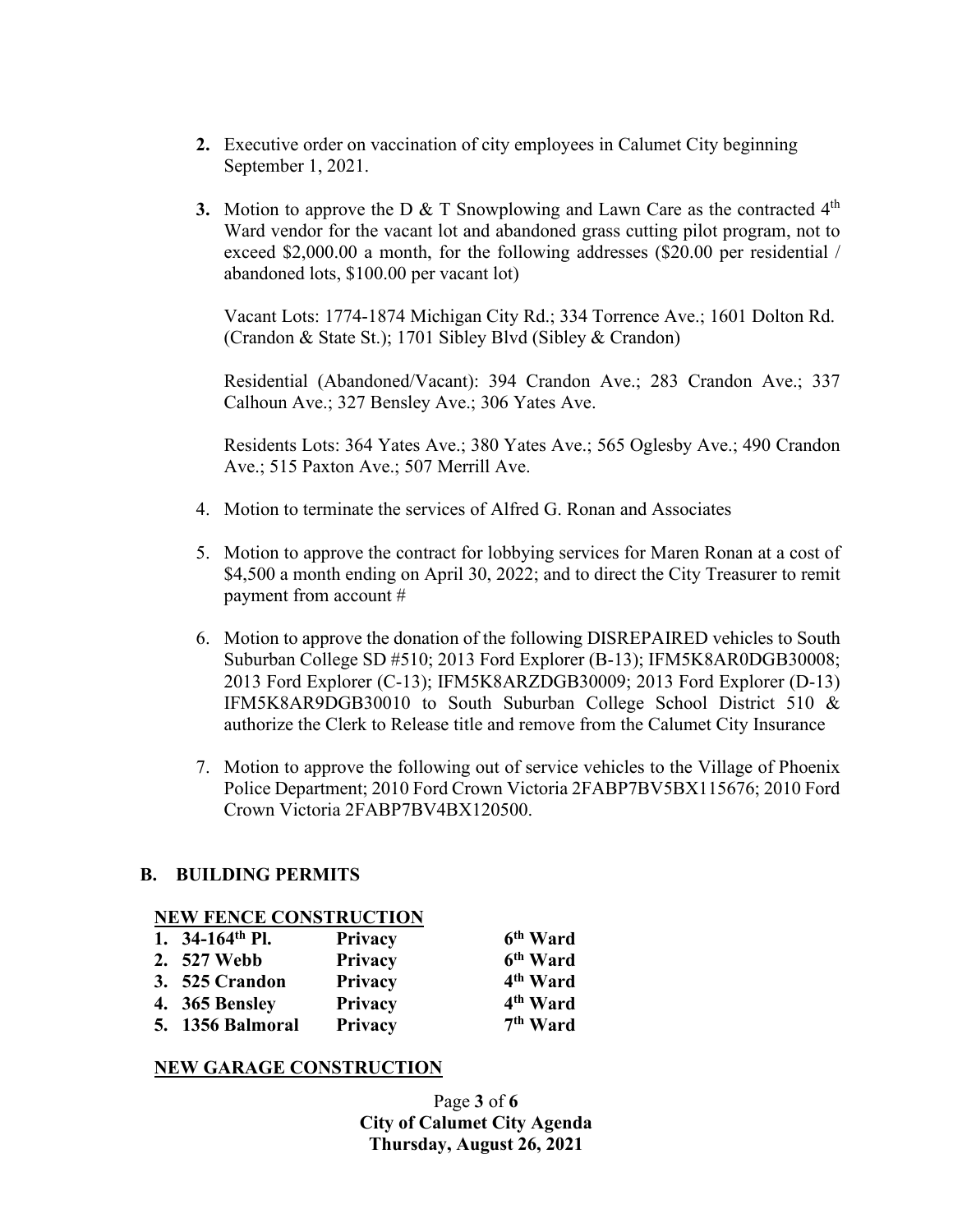2. **2.** Executive order on vaccination of city employees in Calumet City beginning September 1, 2021.

3. **3.** Motion to approve the D & T Snowplowing and Lawn Care as the contracted 4th Ward vendor for the vacant lot and abandoned grass cutting pilot program, not to exceed $2,000.00 a month, for the following addresses ($20.00 per residential / abandoned lots, $100.00 per vacant lot)

   Vacant Lots: 1774-1874 Michigan City Rd.; 334 Torrence Ave.; 1601 Dolton Rd. (Crandon & State St.); 1701 Sibley Blvd (Sibley & Crandon)

   Residential (Abandoned/Vacant): 394 Crandon Ave.; 283 Crandon Ave.; 337 Calhoun Ave.; 327 Bensley Ave.; 306 Yates Ave.

   Residents Lots: 364 Yates Ave.; 380 Yates Ave.; 565 Oglesby Ave.; 490 Crandon Ave.; 515 Paxton Ave.; 507 Merrill Ave.

4. Motion to terminate the services of Alfred G. Ronan and Associates

5. Motion to approve the contract for lobbying services for Maren Ronan at a cost of $4,500 a month ending on April 30, 2022; and to direct the City Treasurer to remit payment from account #

6. Motion to approve the donation of the following DISREPAIRED vehicles to South Suburban College SD #510; 2013 Ford Explorer (B-13); IFM5K8AR0DGB30008; 2013 Ford Explorer (C-13); IFM5K8ARZDGB30009; 2013 Ford Explorer (D-13) IFM5K8AR9DGB30010 to South Suburban College School District 510 & authorize the Clerk to Release title and remove from the Calumet City Insurance

7. Motion to approve the following out of service vehicles to the Village of Phoenix Police Department; 2010 Ford Crown Victoria 2FABP7BV5BX115676; 2010 Ford Crown Victoria 2FABP7BV4BX120500.

## B. BUILDING PERMITS

**NEW FENCE CONSTRUCTION**

| | | |
|---|---|---|
| **1. 34-164th Pl.** | **Privacy** | **6th Ward** |
| **2. 527 Webb** | **Privacy** | **6th Ward** |
| **3. 525 Crandon** | **Privacy** | **4th Ward** |
| **4. 365 Bensley** | **Privacy** | **4th Ward** |
| **5. 1356 Balmoral** | **Privacy** | **7th Ward** |

**NEW GARAGE CONSTRUCTION**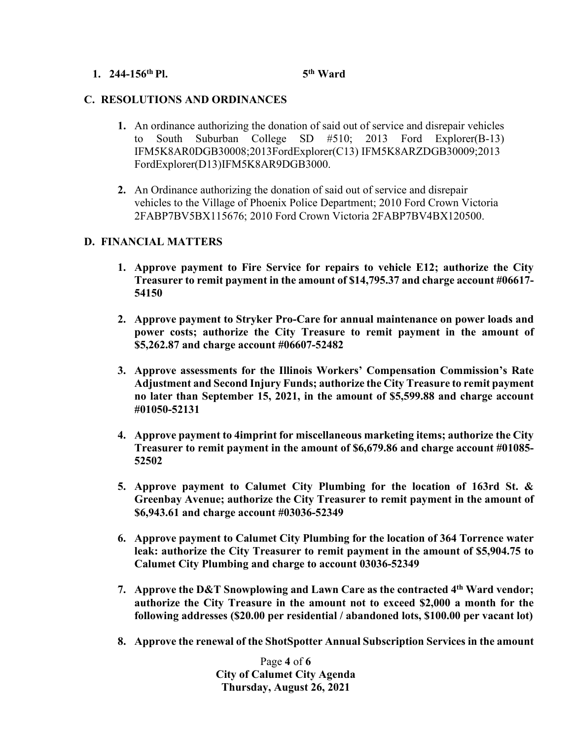1. **244-156th Pl.** **5th Ward**

## C. RESOLUTIONS AND ORDINANCES

1. An ordinance authorizing the donation of said out of service and disrepair vehicles to South Suburban College SD #510; 2013 Ford Explorer(B-13) IFM5K8AR0DGB30008;2013FordExplorer(C13) IFM5K8ARZDGB30009;2013 FordExplorer(D13)IFM5K8AR9DGB3000.

2. An Ordinance authorizing the donation of said out of service and disrepair vehicles to the Village of Phoenix Police Department; 2010 Ford Crown Victoria 2FABP7BV5BX115676; 2010 Ford Crown Victoria 2FABP7BV4BX120500.

## D. FINANCIAL MATTERS

1. **Approve payment to Fire Service for repairs to vehicle E12; authorize the City Treasurer to remit payment in the amount of $14,795.37 and charge account #06617-54150**

2. **Approve payment to Stryker Pro-Care for annual maintenance on power loads and power costs; authorize the City Treasure to remit payment in the amount of $5,262.87 and charge account #06607-52482**

3. **Approve assessments for the Illinois Workers' Compensation Commission's Rate Adjustment and Second Injury Funds; authorize the City Treasure to remit payment no later than September 15, 2021, in the amount of $5,599.88 and charge account #01050-52131**

4. **Approve payment to 4imprint for miscellaneous marketing items; authorize the City Treasurer to remit payment in the amount of $6,679.86 and charge account #01085-52502**

5. **Approve payment to Calumet City Plumbing for the location of 163rd St. & Greenbay Avenue; authorize the City Treasurer to remit payment in the amount of $6,943.61 and charge account #03036-52349**

6. **Approve payment to Calumet City Plumbing for the location of 364 Torrence water leak: authorize the City Treasurer to remit payment in the amount of $5,904.75 to Calumet City Plumbing and charge to account 03036-52349**

7. **Approve the D&T Snowplowing and Lawn Care as the contracted 4th Ward vendor; authorize the City Treasure in the amount not to exceed $2,000 a month for the following addresses ($20.00 per residential / abandoned lots, $100.00 per vacant lot)**

8. **Approve the renewal of the ShotSpotter Annual Subscription Services in the amount**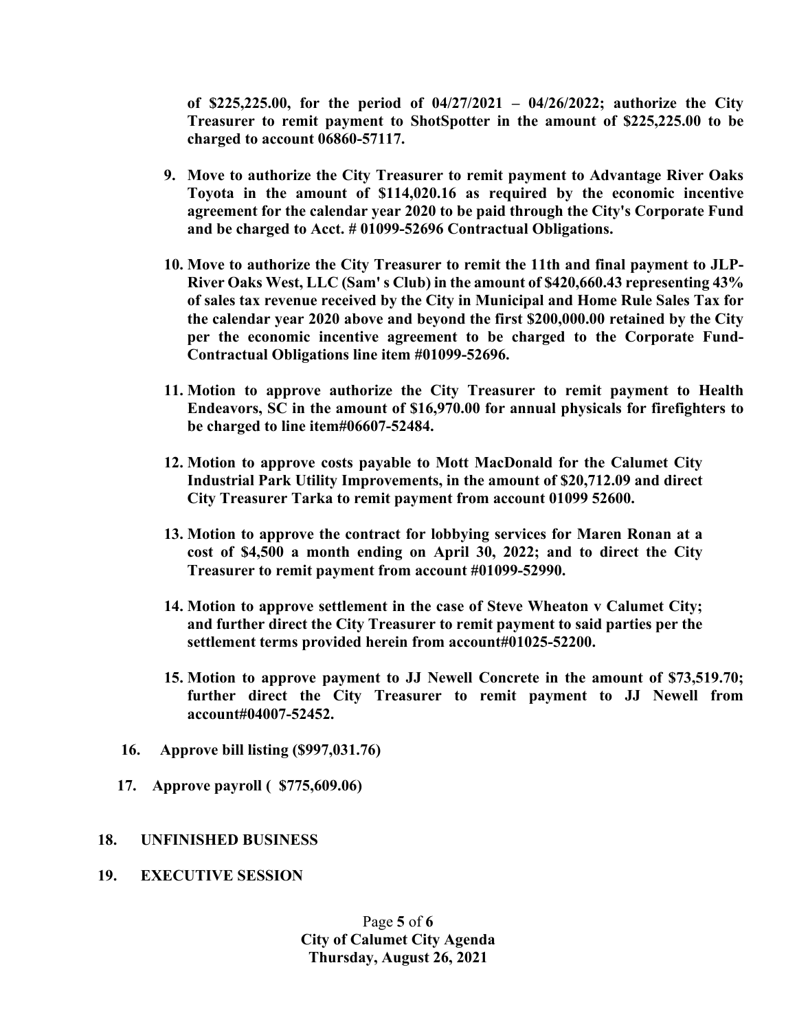**of $225,225.00, for the period of 04/27/2021 – 04/26/2022; authorize the City Treasurer to remit payment to ShotSpotter in the amount of $225,225.00 to be charged to account 06860-57117.**

9. **Move to authorize the City Treasurer to remit payment to Advantage River Oaks Toyota in the amount of $114,020.16 as required by the economic incentive agreement for the calendar year 2020 to be paid through the City's Corporate Fund and be charged to Acct. # 01099-52696 Contractual Obligations.**

10. **Move to authorize the City Treasurer to remit the 11th and final payment to JLP-River Oaks West, LLC (Sam' s Club) in the amount of $420,660.43 representing 43% of sales tax revenue received by the City in Municipal and Home Rule Sales Tax for the calendar year 2020 above and beyond the first $200,000.00 retained by the City per the economic incentive agreement to be charged to the Corporate Fund-Contractual Obligations line item #01099-52696.**

11. **Motion to approve authorize the City Treasurer to remit payment to Health Endeavors, SC in the amount of $16,970.00 for annual physicals for firefighters to be charged to line item#06607-52484.**

12. **Motion to approve costs payable to Mott MacDonald for the Calumet City Industrial Park Utility Improvements, in the amount of $20,712.09 and direct City Treasurer Tarka to remit payment from account 01099 52600.**

13. **Motion to approve the contract for lobbying services for Maren Ronan at a cost of $4,500 a month ending on April 30, 2022; and to direct the City Treasurer to remit payment from account #01099-52990.**

14. **Motion to approve settlement in the case of Steve Wheaton v Calumet City; and further direct the City Treasurer to remit payment to said parties per the settlement terms provided herein from account#01025-52200.**

15. **Motion to approve payment to JJ Newell Concrete in the amount of $73,519.70; further direct the City Treasurer to remit payment to JJ Newell from account#04007-52452.**

16. **Approve bill listing ($997,031.76)**

17. **Approve payroll ( $775,609.06)**

18. **UNFINISHED BUSINESS**

19. **EXECUTIVE SESSION**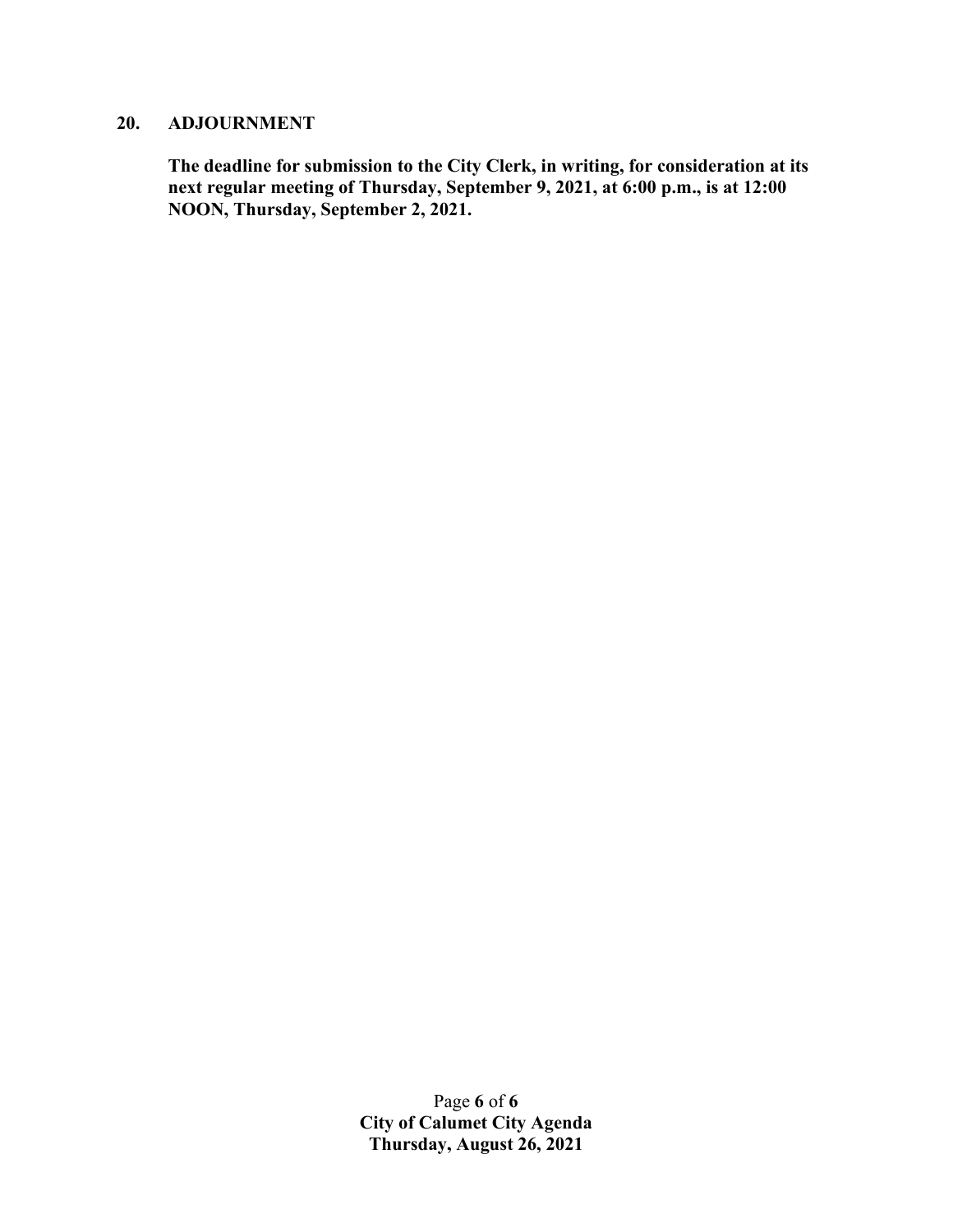**20. ADJOURNMENT**

**The deadline for submission to the City Clerk, in writing, for consideration at its next regular meeting of Thursday, September 9, 2021, at 6:00 p.m., is at 12:00 NOON, Thursday, September 2, 2021.**